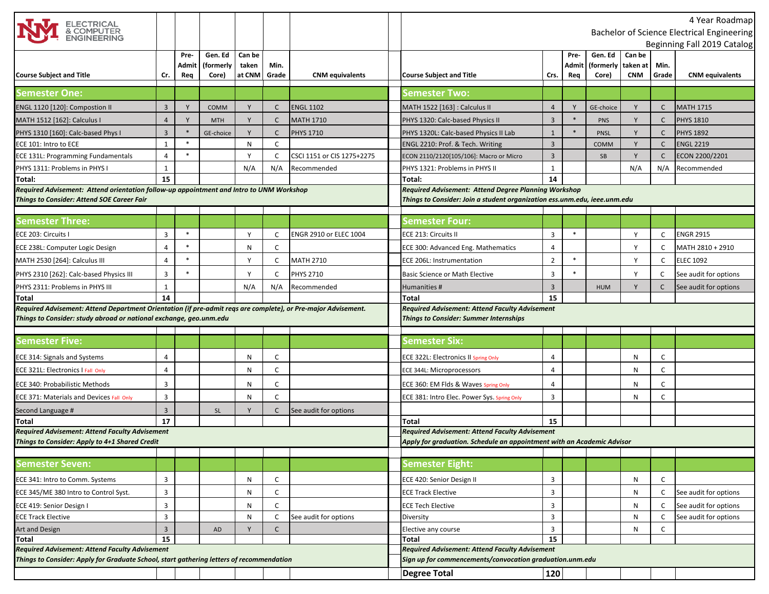ELECTRICAL & COMPUTER ENGINEERING

# 4 Year Roadmap

## Bachelor of Science Electrical Engineering

### Beginning Fall 2019 Catalog

## Semester One:

| Course Subject and Title | Cr. | Pre-Admit Req | Gen. Ed (formerly Core) | Can be taken at CNM | Min. Grade | CNM equivalents |
|---|---|---|---|---|---|---|
| ENGL 1120 [120]: Compostion II | 3 | Y | COMM | Y | C | ENGL 1102 |
| MATH 1512 [162]: Calculus I | 4 | Y | MTH | Y | C | MATH 1710 |
| PHYS 1310 [160]: Calc-based Phys I | 3 | * | GE-choice | Y | C | PHYS 1710 |
| ECE 101: Intro to ECE | 1 | * | | N | C | |
| ECE 131L: Programming Fundamentals | 4 | * | | Y | C | CSCI 1151 or CIS 1275+2275 |
| PHYS 1311: Problems in PHYS I | 1 | | | N/A | N/A | Recommended |
| **Total:** | **15** | | | | | |

***Required Advisement: Attend orientation follow-up appointment and Intro to UNM Workshop***
***Things to Consider: Attend SOE Career Fair***

## Semester Two:

| Course Subject and Title | Crs. | Pre-Admit Req | Gen. Ed (formerly Core) | Can be taken at CNM | Min. Grade | CNM equivalents |
|---|---|---|---|---|---|---|
| MATH 1522 [163] : Calculus II | 4 | Y | GE-choice | Y | C | MATH 1715 |
| PHYS 1320: Calc-based Physics II | 3 | * | PNS | Y | C | PHYS 1810 |
| PHYS 1320L: Calc-based Physics II Lab | 1 | * | PNSL | Y | C | PHYS 1892 |
| ENGL 2210: Prof. & Tech. Writing | 3 | | COMM | Y | C | ENGL 2219 |
| ECON 2110/2120[105/106]: Macro or Micro | 3 | | SB | Y | C | ECON 2200/2201 |
| PHYS 1321: Problems in PHYS II | 1 | | | N/A | N/A | Recommended |
| **Total:** | **14** | | | | | |

***Required Advisement: Attend Degree Planning Workshop***
***Things to Consider: Join a student organization ess.unm.edu, ieee.unm.edu***

## Semester Three:

| Course Subject and Title | Cr. | Pre-Admit Req | Gen. Ed (formerly Core) | Can be taken at CNM | Min. Grade | CNM equivalents |
|---|---|---|---|---|---|---|
| ECE 203: Circuits I | 3 | * | | Y | C | ENGR 2910 or ELEC 1004 |
| ECE 238L: Computer Logic Design | 4 | * | | N | C | |
| MATH 2530 [264]: Calculus III | 4 | * | | Y | C | MATH 2710 |
| PHYS 2310 [262]: Calc-based Physics III | 3 | * | | Y | C | PHYS 2710 |
| PHYS 2311: Problems in PHYS III | 1 | | | N/A | N/A | Recommended |
| **Total** | **14** | | | | | |

***Required Advisement: Attend Department Orientation (if pre-admit reqs are complete), or Pre-major Advisement.***
***Things to Consider: study abroad or national exchange, geo.unm.edu***

## Semester Four:

| Course Subject and Title | Crs. | Pre-Admit Req | Gen. Ed (formerly Core) | Can be taken at CNM | Min. Grade | CNM equivalents |
|---|---|---|---|---|---|---|
| ECE 213: Circuits II | 3 | * | | Y | C | ENGR 2915 |
| ECE 300: Advanced Eng. Mathematics | 4 | | | Y | C | MATH 2810 + 2910 |
| ECE 206L: Instrumentation | 2 | * | | Y | C | ELEC 1092 |
| Basic Science or Math Elective | 3 | * | | Y | C | See audit for options |
| Humanities # | 3 | | HUM | Y | C | See audit for options |
| **Total** | **15** | | | | | |

***Required Advisement: Attend Faculty Advisement***
***Things to Consider: Summer Internships***

## Semester Five:

| Course Subject and Title | Cr. | Pre-Admit Req | Gen. Ed (formerly Core) | Can be taken at CNM | Min. Grade | CNM equivalents |
|---|---|---|---|---|---|---|
| ECE 314: Signals and Systems | 4 | | | N | C | |
| ECE 321L: Electronics I Fall Only | 4 | | | N | C | |
| ECE 340: Probabilistic Methods | 3 | | | N | C | |
| ECE 371: Materials and Devices Fall Only | 3 | | | N | C | |
| Second Language # | 3 | | SL | Y | C | See audit for options |
| **Total** | **17** | | | | | |

***Required Advisement: Attend Faculty Advisement***
***Things to Consider: Apply to 4+1 Shared Credit***

## Semester Six:

| Course Subject and Title | Crs. | Pre-Admit Req | Gen. Ed (formerly Core) | Can be taken at CNM | Min. Grade | CNM equivalents |
|---|---|---|---|---|---|---|
| ECE 322L: Electronics II Spring Only | 4 | | | N | C | |
| ECE 344L: Microprocessors | 4 | | | N | C | |
| ECE 360: EM Flds & Waves Spring Only | 4 | | | N | C | |
| ECE 381: Intro Elec. Power Sys. Spring Only | 3 | | | N | C | |
| **Total** | **15** | | | | | |

***Required Advisement: Attend Faculty Advisement***
***Apply for graduation. Schedule an appointment with an Academic Advisor***

## Semester Seven:

| Course Subject and Title | Cr. | Pre-Admit Req | Gen. Ed (formerly Core) | Can be taken at CNM | Min. Grade | CNM equivalents |
|---|---|---|---|---|---|---|
| ECE 341: Intro to Comm. Systems | 3 | | | N | C | |
| ECE 345/ME 380 Intro to Control Syst. | 3 | | | N | C | |
| ECE 419: Senior Design I | 3 | | | N | C | |
| ECE Track Elective | 3 | | | N | C | See audit for options |
| Art and Design | 3 | | AD | Y | C | |
| **Total** | **15** | | | | | |

***Required Advisement: Attend Faculty Advisement***
***Things to Consider: Apply for Graduate School, start gathering letters of recommendation***

## Semester Eight:

| Course Subject and Title | Crs. | Pre-Admit Req | Gen. Ed (formerly Core) | Can be taken at CNM | Min. Grade | CNM equivalents |
|---|---|---|---|---|---|---|
| ECE 420: Senior Design II | 3 | | | N | C | |
| ECE Track Elective | 3 | | | N | C | See audit for options |
| ECE Tech Elective | 3 | | | N | C | See audit for options |
| Diversity | 3 | | | N | C | See audit for options |
| Elective any course | 3 | | | N | C | |
| **Total** | **15** | | | | | |

***Required Advisement: Attend Faculty Advisement***
***Sign up for commencements/convocation graduation.unm.edu***

**Degree Total: 120**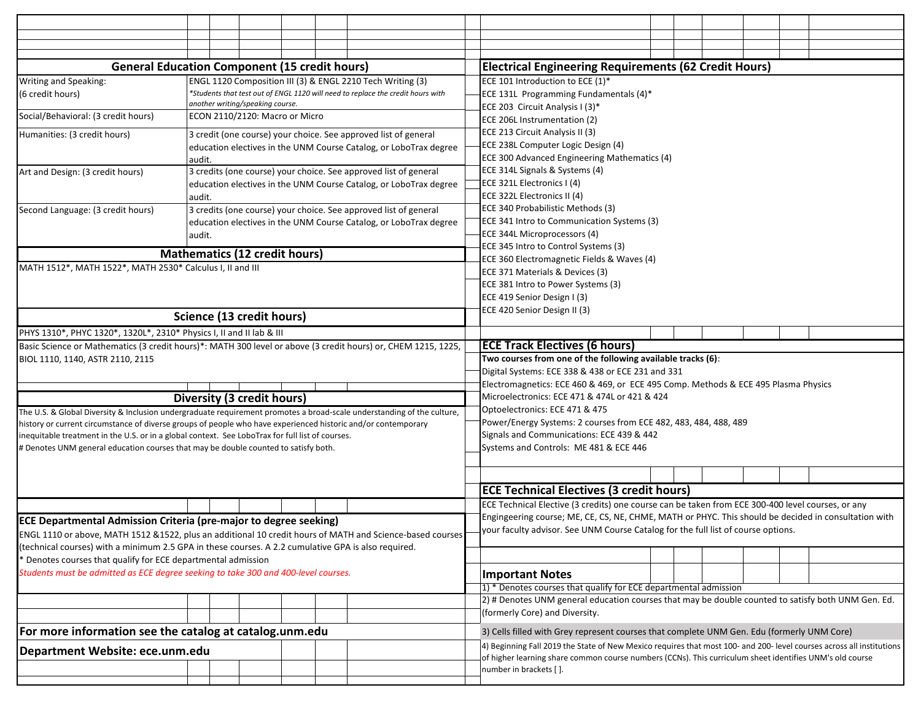## General Education Component (15 credit hours)

| | |
|---|---|
| Writing and Speaking: (6 credit hours) | ENGL 1120 Composition III (3) & ENGL 2210 Tech Writing (3) *\*Students that test out of ENGL 1120 will need to replace the credit hours with another writing/speaking course.* |
| Social/Behavioral: (3 credit hours) | ECON 2110/2120: Macro or Micro |
| Humanities: (3 credit hours) | 3 credit (one course) your choice. See approved list of general education electives in the UNM Course Catalog, or LoboTrax degree audit. |
| Art and Design: (3 credit hours) | 3 credits (one course) your choice. See approved list of general education electives in the UNM Course Catalog, or LoboTrax degree audit. |
| Second Language: (3 credit hours) | 3 credits (one course) your choice. See approved list of general education electives in the UNM Course Catalog, or LoboTrax degree audit. |

## Mathematics (12 credit hours)

MATH 1512*, MATH 1522*, MATH 2530* Calculus I, II and III

## Science (13 credit hours)

PHYS 1310*, PHYC 1320*, 1320L*, 2310* Physics I, II and II lab & III

Basic Science or Mathematics (3 credit hours)*: MATH 300 level or above (3 credit hours) or, CHEM 1215, 1225, BIOL 1110, 1140, ASTR 2110, 2115

## Diversity (3 credit hours)

The U.S. & Global Diversity & Inclusion undergraduate requirement promotes a broad-scale understanding of the culture, history or current circumstance of diverse groups of people who have experienced historic and/or contemporary inequitable treatment in the U.S. or in a global context. See LoboTrax for full list of courses.

# Denotes UNM general education courses that may be double counted to satisfy both.

## ECE Departmental Admission Criteria (pre-major to degree seeking)

ENGL 1110 or above, MATH 1512 &1522, plus an additional 10 credit hours of MATH and Science-based courses (technical courses) with a minimum 2.5 GPA in these courses. A 2.2 cumulative GPA is also required.

\* Denotes courses that qualify for ECE departmental admission

*Students must be admitted as ECE degree seeking to take 300 and 400-level courses.*

**For more information see the catalog at catalog.unm.edu**

**Department Website: ece.unm.edu**

## Electrical Engineering Requirements (62 Credit Hours)

ECE 101 Introduction to ECE (1)*
ECE 131L Programming Fundamentals (4)*
ECE 203 Circuit Analysis I (3)*
ECE 206L Instrumentation (2)
ECE 213 Circuit Analysis II (3)
ECE 238L Computer Logic Design (4)
ECE 300 Advanced Engineering Mathematics (4)
ECE 314L Signals & Systems (4)
ECE 321L Electronics I (4)
ECE 322L Electronics II (4)
ECE 340 Probabilistic Methods (3)
ECE 341 Intro to Communication Systems (3)
ECE 344L Microprocessors (4)
ECE 345 Intro to Control Systems (3)
ECE 360 Electromagnetic Fields & Waves (4)
ECE 371 Materials & Devices (3)
ECE 381 Intro to Power Systems (3)
ECE 419 Senior Design I (3)
ECE 420 Senior Design II (3)

## ECE Track Electives (6 hours)

**Two courses from one of the following available tracks (6)**:

Digital Systems: ECE 338 & 438 or ECE 231 and 331
Electromagnetics: ECE 460 & 469, or ECE 495 Comp. Methods & ECE 495 Plasma Physics
Microelectronics: ECE 471 & 474L or 421 & 424
Optoelectronics: ECE 471 & 475
Power/Energy Systems: 2 courses from ECE 482, 483, 484, 488, 489
Signals and Communications: ECE 439 & 442
Systems and Controls: ME 481 & ECE 446

## ECE Technical Electives (3 credit hours)

ECE Technical Elective (3 credits) one course can be taken from ECE 300-400 level courses, or any Engingeering course; ME, CE, CS, NE, CHME, MATH or PHYC. This should be decided in consultation with your faculty advisor. See UNM Course Catalog for the full list of course options.

## Important Notes

1) * Denotes courses that qualify for ECE departmental admission
2) # Denotes UNM general education courses that may be double counted to satisfy both UNM Gen. Ed. (formerly Core) and Diversity.
3) Cells filled with Grey represent courses that complete UNM Gen. Edu (formerly UNM Core)
4) Beginning Fall 2019 the State of New Mexico requires that most 100- and 200- level courses across all institutions of higher learning share common course numbers (CCNs). This curriculum sheet identifies UNM's old course number in brackets [ ].